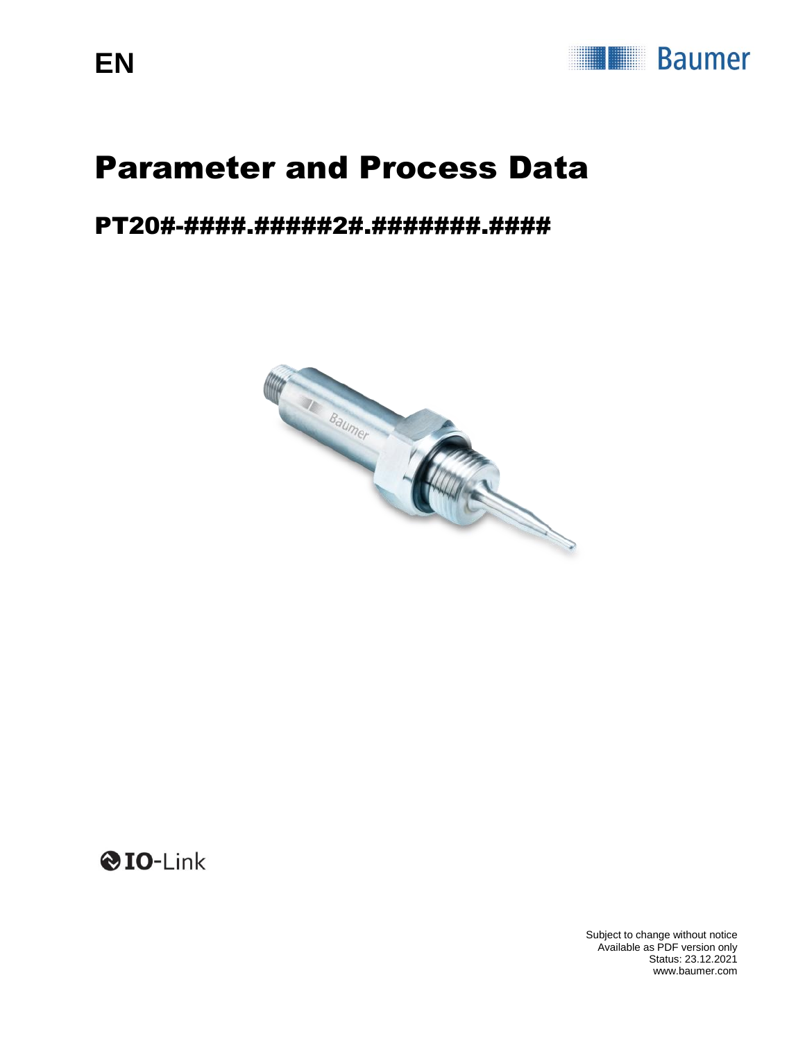EN

# Parameter and Process Data

## PT20#-####.######2#.#######.####

IO-Link

Subject to change without notice
Available as PDF version only
Status: 23.12.2021
www.baumer.com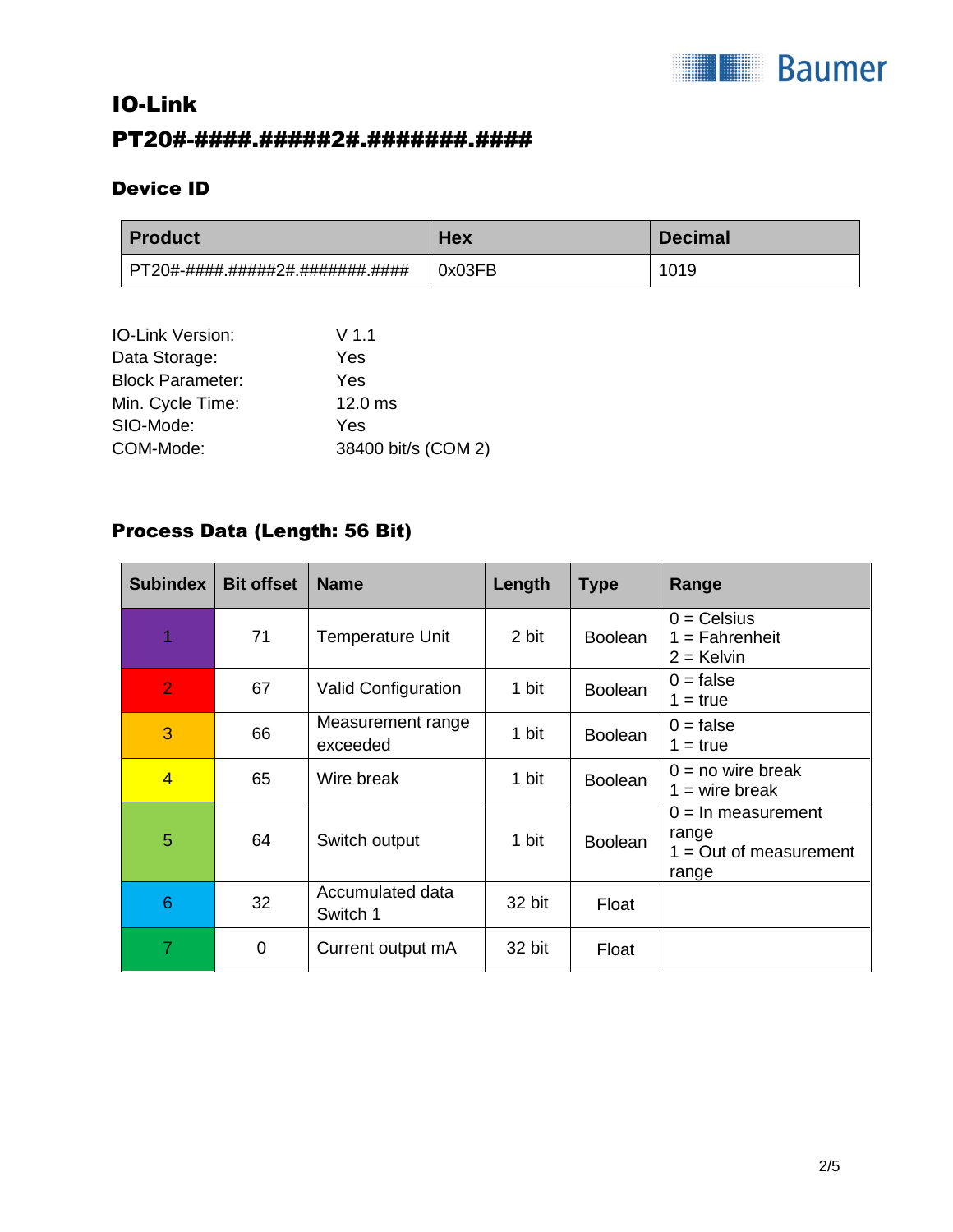# IO-Link

## PT20#-####.#####2#.#######.####

### Device ID

| Product | Hex | Decimal |
|---|---|---|
| PT20#-####.#####2#.#######.#### | 0x03FB | 1019 |

IO-Link Version: V 1.1
Data Storage: Yes
Block Parameter: Yes
Min. Cycle Time: 12.0 ms
SIO-Mode: Yes
COM-Mode: 38400 bit/s (COM 2)

### Process Data (Length: 56 Bit)

| Subindex | Bit offset | Name | Length | Type | Range |
|---|---|---|---|---|---|
| 1 | 71 | Temperature Unit | 2 bit | Boolean | 0 = Celsius<br>1 = Fahrenheit<br>2 = Kelvin |
| 2 | 67 | Valid Configuration | 1 bit | Boolean | 0 = false<br>1 = true |
| 3 | 66 | Measurement range exceeded | 1 bit | Boolean | 0 = false<br>1 = true |
| 4 | 65 | Wire break | 1 bit | Boolean | 0 = no wire break<br>1 = wire break |
| 5 | 64 | Switch output | 1 bit | Boolean | 0 = In measurement range<br>1 = Out of measurement range |
| 6 | 32 | Accumulated data Switch 1 | 32 bit | Float | |
| 7 | 0 | Current output mA | 32 bit | Float | |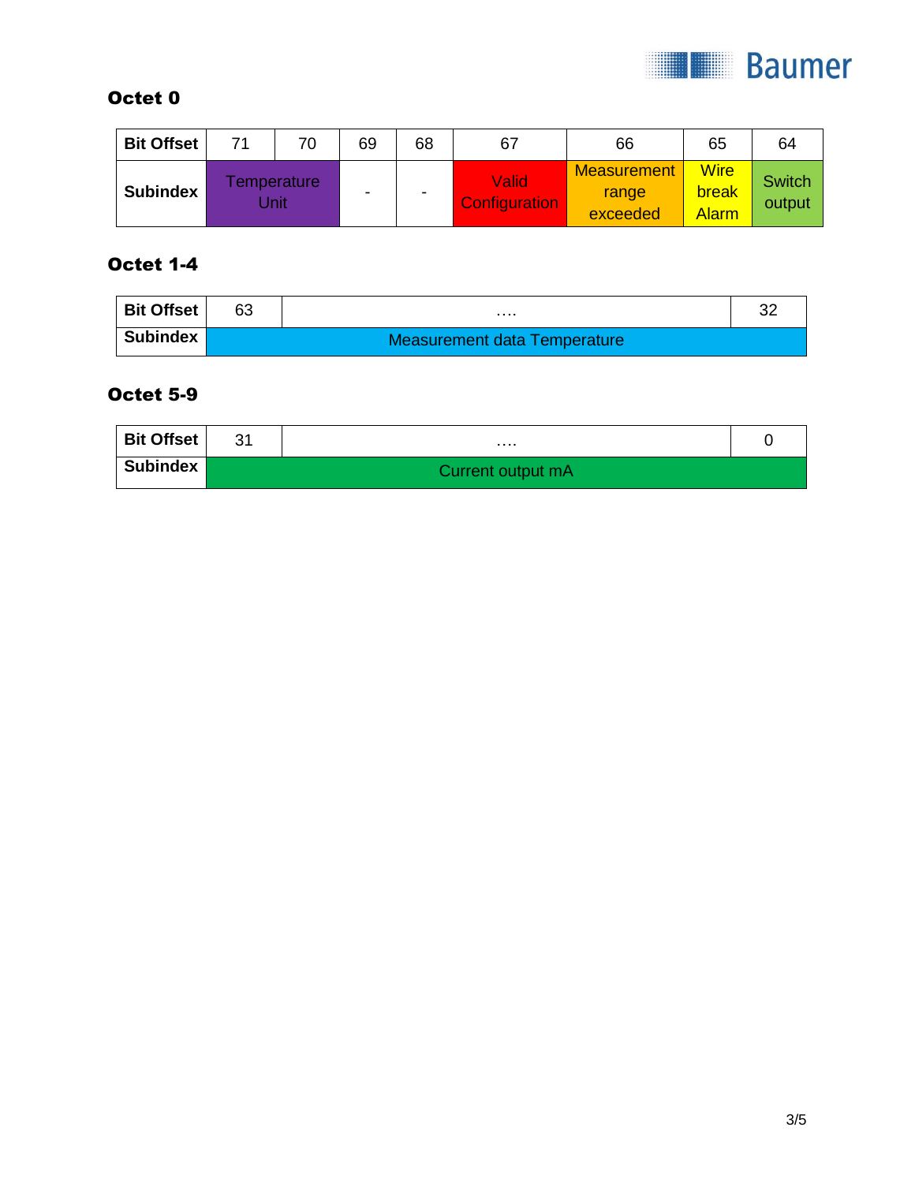### Octet 0

| Bit Offset | 71 | 70 | 69 | 68 | 67 | 66 | 65 | 64 |
|---|---|---|---|---|---|---|---|---|
| Subindex | Temperature Unit | | - | - | Valid Configuration | Measurement range exceeded | Wire break Alarm | Switch output |

### Octet 1-4

| Bit Offset | 63 | …. | 32 |
|---|---|---|---|
| Subindex | Measurement data Temperature | | |

### Octet 5-9

| Bit Offset | 31 | …. | 0 |
|---|---|---|---|
| Subindex | Current output mA | | |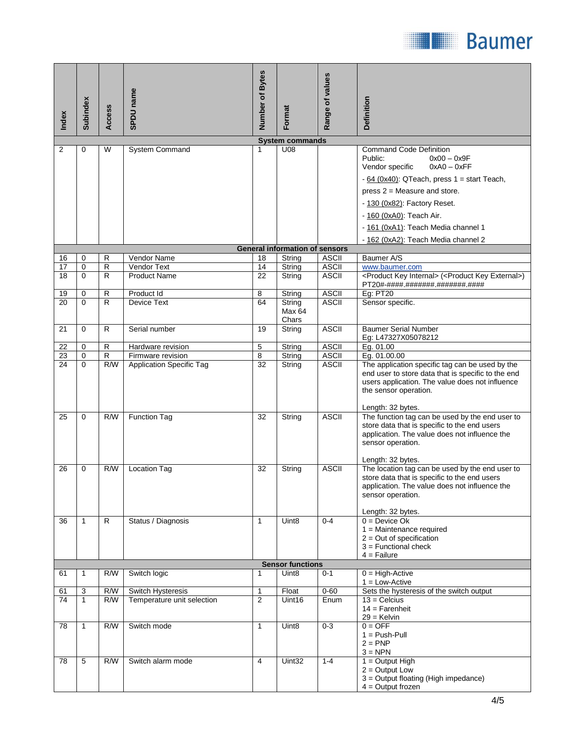| Index | Subindex | Access | SPDU name | Number of Bytes | Format | Range of values | Definition |
|---|---|---|---|---|---|---|---|
| | | | | **System commands** | | | |
| 2 | 0 | W | System Command | 1 | U08 | | Command Code Definition<br>Public: 0x00 – 0x9F<br>Vendor specific 0xA0 – 0xFF<br>- 64 (0x40): QTeach, press 1 = start Teach, press 2 = Measure and store.<br>- 130 (0x82): Factory Reset.<br>- 160 (0xA0): Teach Air.<br>- 161 (0xA1): Teach Media channel 1<br>- 162 (0xA2): Teach Media channel 2 |
| | | | | **General information of sensors** | | | |
| 16 | 0 | R | Vendor Name | 18 | String | ASCII | Baumer A/S |
| 17 | 0 | R | Vendor Text | 14 | String | ASCII | www.baumer.com |
| 18 | 0 | R | Product Name | 22 | String | ASCII | <Product Key Internal> (<Product Key External>)<br>PT20#-####.#######.#######.#### |
| 19 | 0 | R | Product Id | 8 | String | ASCII | Eg: PT20 |
| 20 | 0 | R | Device Text | 64 | String Max 64 Chars | ASCII | Sensor specific. |
| 21 | 0 | R | Serial number | 19 | String | ASCII | Baumer Serial Number<br>Eg: L47327X05078212 |
| 22 | 0 | R | Hardware revision | 5 | String | ASCII | Eg. 01.00 |
| 23 | 0 | R | Firmware revision | 8 | String | ASCII | Eg. 01.00.00 |
| 24 | 0 | R/W | Application Specific Tag | 32 | String | ASCII | The application specific tag can be used by the end user to store data that is specific to the end users application. The value does not influence the sensor operation.<br><br>Length: 32 bytes. |
| 25 | 0 | R/W | Function Tag | 32 | String | ASCII | The function tag can be used by the end user to store data that is specific to the end users application. The value does not influence the sensor operation.<br><br>Length: 32 bytes. |
| 26 | 0 | R/W | Location Tag | 32 | String | ASCII | The location tag can be used by the end user to store data that is specific to the end users application. The value does not influence the sensor operation.<br><br>Length: 32 bytes. |
| 36 | 1 | R | Status / Diagnosis | 1 | Uint8 | 0-4 | 0 = Device Ok<br>1 = Maintenance required<br>2 = Out of specification<br>3 = Functional check<br>4 = Failure |
| | | | | **Sensor functions** | | | |
| 61 | 1 | R/W | Switch logic | 1 | Uint8 | 0-1 | 0 = High-Active<br>1 = Low-Active |
| 61 | 3 | R/W | Switch Hysteresis | 1 | Float | 0-60 | Sets the hysteresis of the switch output |
| 74 | 1 | R/W | Temperature unit selection | 2 | Uint16 | Enum | 13 = Celcius<br>14 = Farenheit<br>29 = Kelvin |
| 78 | 1 | R/W | Switch mode | 1 | Uint8 | 0-3 | 0 = OFF<br>1 = Push-Pull<br>2 = PNP<br>3 = NPN |
| 78 | 5 | R/W | Switch alarm mode | 4 | Uint32 | 1-4 | 1 = Output High<br>2 = Output Low<br>3 = Output floating (High impedance)<br>4 = Output frozen |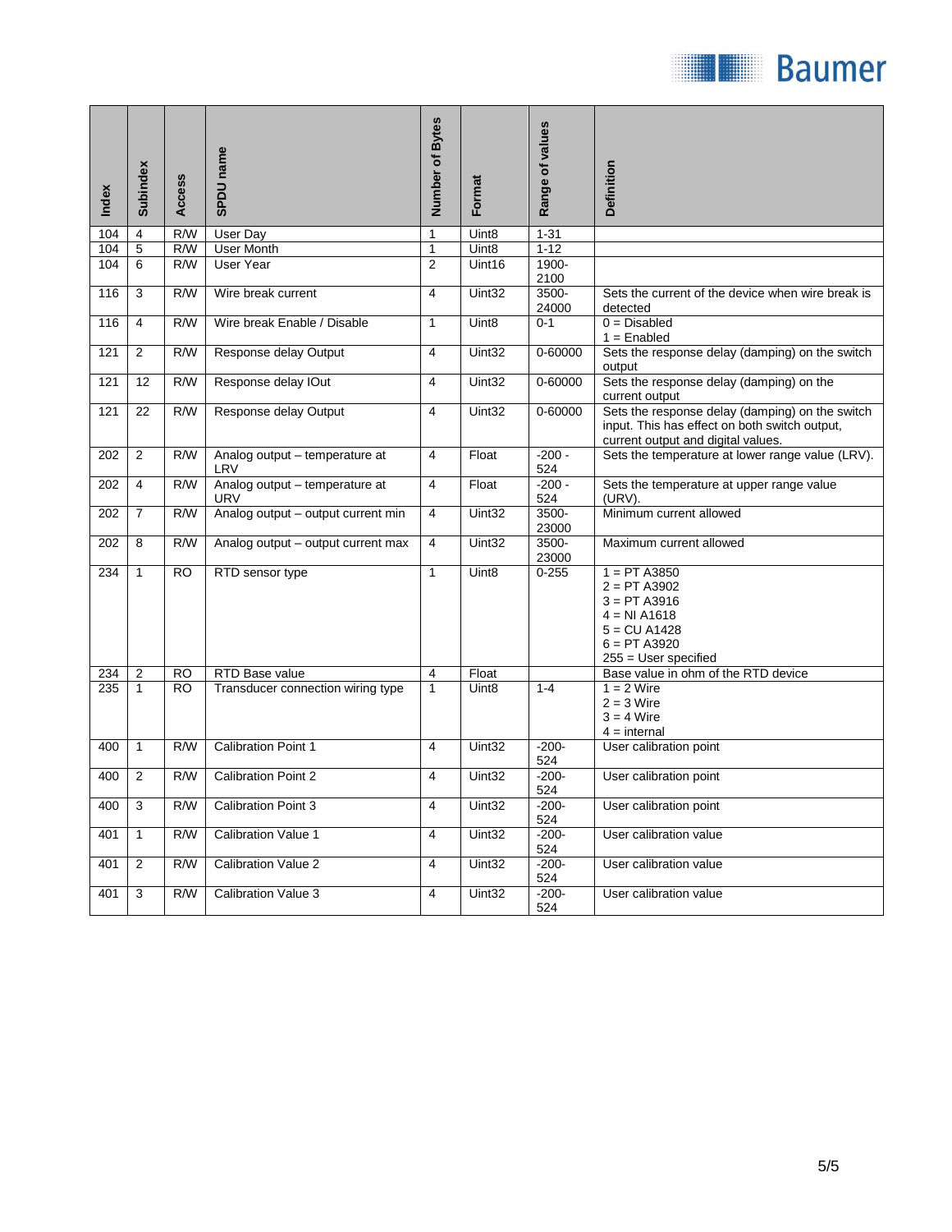| Index | Subindex | Access | SPDU name | Number of Bytes | Format | Range of values | Definition |
|---|---|---|---|---|---|---|---|
| 104 | 4 | R/W | User Day | 1 | Uint8 | 1-31 | |
| 104 | 5 | R/W | User Month | 1 | Uint8 | 1-12 | |
| 104 | 6 | R/W | User Year | 2 | Uint16 | 1900-2100 | |
| 116 | 3 | R/W | Wire break current | 4 | Uint32 | 3500-24000 | Sets the current of the device when wire break is detected |
| 116 | 4 | R/W | Wire break Enable / Disable | 1 | Uint8 | 0-1 | 0 = Disabled<br>1 = Enabled |
| 121 | 2 | R/W | Response delay Output | 4 | Uint32 | 0-60000 | Sets the response delay (damping) on the switch output |
| 121 | 12 | R/W | Response delay IOut | 4 | Uint32 | 0-60000 | Sets the response delay (damping) on the current output |
| 121 | 22 | R/W | Response delay Output | 4 | Uint32 | 0-60000 | Sets the response delay (damping) on the switch input. This has effect on both switch output, current output and digital values. |
| 202 | 2 | R/W | Analog output – temperature at LRV | 4 | Float | -200 - 524 | Sets the temperature at lower range value (LRV). |
| 202 | 4 | R/W | Analog output – temperature at URV | 4 | Float | -200 - 524 | Sets the temperature at upper range value (URV). |
| 202 | 7 | R/W | Analog output – output current min | 4 | Uint32 | 3500-23000 | Minimum current allowed |
| 202 | 8 | R/W | Analog output – output current max | 4 | Uint32 | 3500-23000 | Maximum current allowed |
| 234 | 1 | RO | RTD sensor type | 1 | Uint8 | 0-255 | 1 = PT A3850<br>2 = PT A3902<br>3 = PT A3916<br>4 = NI A1618<br>5 = CU A1428<br>6 = PT A3920<br>255 = User specified |
| 234 | 2 | RO | RTD Base value | 4 | Float | | Base value in ohm of the RTD device |
| 235 | 1 | RO | Transducer connection wiring type | 1 | Uint8 | 1-4 | 1 = 2 Wire<br>2 = 3 Wire<br>3 = 4 Wire<br>4 = internal |
| 400 | 1 | R/W | Calibration Point 1 | 4 | Uint32 | -200-524 | User calibration point |
| 400 | 2 | R/W | Calibration Point 2 | 4 | Uint32 | -200-524 | User calibration point |
| 400 | 3 | R/W | Calibration Point 3 | 4 | Uint32 | -200-524 | User calibration point |
| 401 | 1 | R/W | Calibration Value 1 | 4 | Uint32 | -200-524 | User calibration value |
| 401 | 2 | R/W | Calibration Value 2 | 4 | Uint32 | -200-524 | User calibration value |
| 401 | 3 | R/W | Calibration Value 3 | 4 | Uint32 | -200-524 | User calibration value |